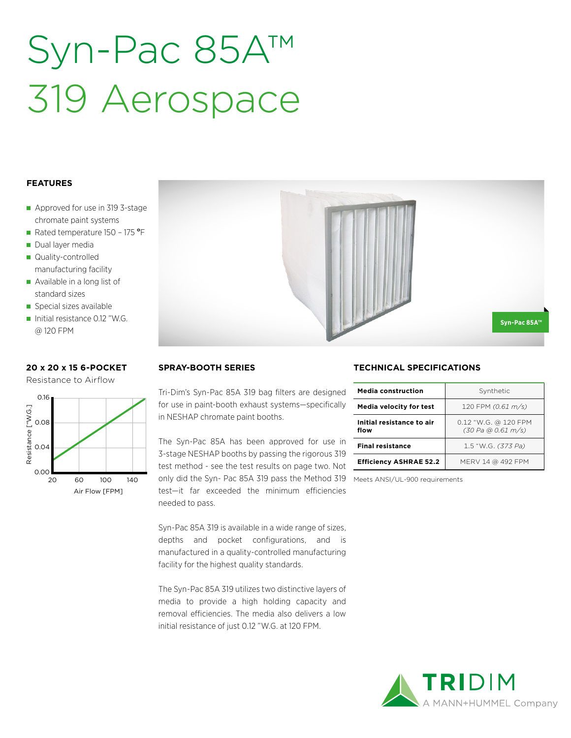# Syn-Pac 85A™ 319 Aerospace

## FEATURES

- Approved for use in 319 3-stage chromate paint systems
- Rated temperature 150 – 175 °F
- Dual layer media
- Quality-controlled manufacturing facility
- Available in a long list of standard sizes
- Special sizes available
- Initial resistance 0.12 "W.G. @ 120 FPM

Syn-Pac 85A™

## 20 x 20 x 15 6-POCKET

Resistance to Airflow

Resistance ["W.G.] 0.00, 0.04, 0.08, 0.16

Air Flow [FPM] 20, 60, 100, 140

## SPRAY-BOOTH SERIES

Tri-Dim's Syn-Pac 85A 319 bag filters are designed for use in paint-booth exhaust systems—specifically in NESHAP chromate paint booths.

The Syn-Pac 85A has been approved for use in 3-stage NESHAP booths by passing the rigorous 319 test method - see the test results on page two. Not only did the Syn- Pac 85A 319 pass the Method 319 test—it far exceeded the minimum efficiencies needed to pass.

Syn-Pac 85A 319 is available in a wide range of sizes, depths and pocket configurations, and is manufactured in a quality-controlled manufacturing facility for the highest quality standards.

The Syn-Pac 85A 319 utilizes two distinctive layers of media to provide a high holding capacity and removal efficiencies. The media also delivers a low initial resistance of just 0.12 "W.G. at 120 FPM.

## TECHNICAL SPECIFICATIONS

| | |
|---|---|
| **Media construction** | Synthetic |
| **Media velocity for test** | 120 FPM *(0.61 m/s)* |
| **Initial resistance to air flow** | 0.12 "W.G. @ 120 FPM *(30 Pa @ 0.61 m/s)* |
| **Final resistance** | 1.5 "W.G. *(373 Pa)* |
| **Efficiency ASHRAE 52.2** | MERV 14 @ 492 FPM |

Meets ANSI/UL-900 requirements

TRIDIM
A MANN+HUMMEL Company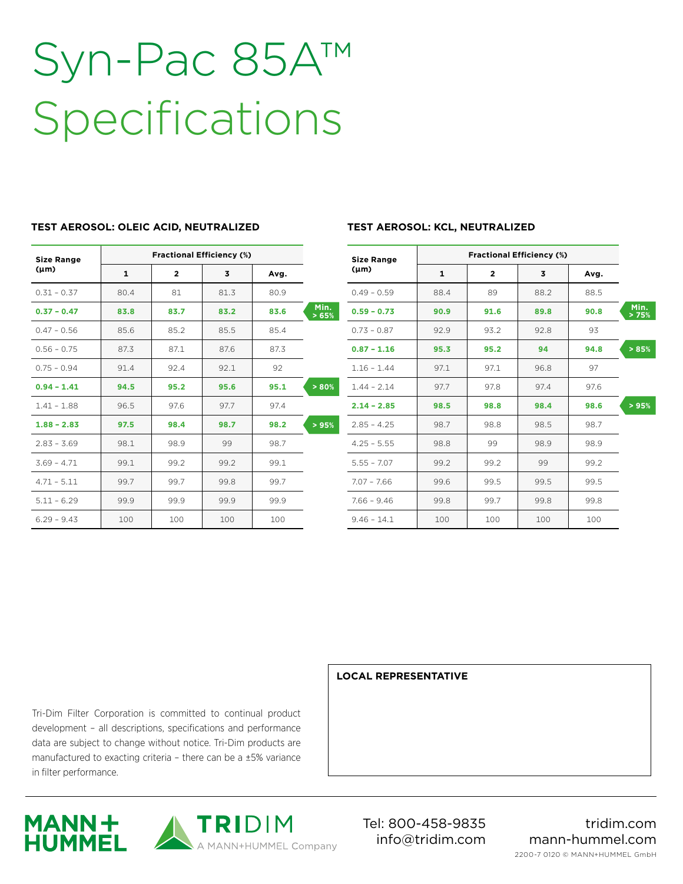# Syn-Pac 85A™ Specifications

**TEST AEROSOL: OLEIC ACID, NEUTRALIZED**

| Size Range (µm) | Fractional Efficiency (%) | | | | |
|---|---|---|---|---|---|
| | 1 | 2 | 3 | Avg. | |
| 0.31 – 0.37 | 80.4 | 81 | 81.3 | 80.9 | |
| **0.37 – 0.47** | **83.8** | **83.7** | **83.2** | **83.6** | Min. > 65% |
| 0.47 – 0.56 | 85.6 | 85.2 | 85.5 | 85.4 | |
| 0.56 – 0.75 | 87.3 | 87.1 | 87.6 | 87.3 | |
| 0.75 – 0.94 | 91.4 | 92.4 | 92.1 | 92 | |
| **0.94 – 1.41** | **94.5** | **95.2** | **95.6** | **95.1** | > 80% |
| 1.41 – 1.88 | 96.5 | 97.6 | 97.7 | 97.4 | |
| **1.88 – 2.83** | **97.5** | **98.4** | **98.7** | **98.2** | > 95% |
| 2.83 – 3.69 | 98.1 | 98.9 | 99 | 98.7 | |
| 3.69 – 4.71 | 99.1 | 99.2 | 99.2 | 99.1 | |
| 4.71 – 5.11 | 99.7 | 99.7 | 99.8 | 99.7 | |
| 5.11 – 6.29 | 99.9 | 99.9 | 99.9 | 99.9 | |
| 6.29 – 9.43 | 100 | 100 | 100 | 100 | |

**TEST AEROSOL: KCL, NEUTRALIZED**

| Size Range (µm) | Fractional Efficiency (%) | | | | |
|---|---|---|---|---|---|
| | 1 | 2 | 3 | Avg. | |
| 0.49 – 0.59 | 88.4 | 89 | 88.2 | 88.5 | |
| **0.59 – 0.73** | **90.9** | **91.6** | **89.8** | **90.8** | Min. > 75% |
| 0.73 – 0.87 | 92.9 | 93.2 | 92.8 | 93 | |
| **0.87 – 1.16** | **95.3** | **95.2** | **94** | **94.8** | > 85% |
| 1.16 – 1.44 | 97.1 | 97.1 | 96.8 | 97 | |
| 1.44 – 2.14 | 97.7 | 97.8 | 97.4 | 97.6 | |
| **2.14 – 2.85** | **98.5** | **98.8** | **98.4** | **98.6** | > 95% |
| 2.85 – 4.25 | 98.7 | 98.8 | 98.5 | 98.7 | |
| 4.25 – 5.55 | 98.8 | 99 | 98.9 | 98.9 | |
| 5.55 – 7.07 | 99.2 | 99.2 | 99 | 99.2 | |
| 7.07 – 7.66 | 99.6 | 99.5 | 99.5 | 99.5 | |
| 7.66 – 9.46 | 99.8 | 99.7 | 99.8 | 99.8 | |
| 9.46 – 14.1 | 100 | 100 | 100 | 100 | |

Tri-Dim Filter Corporation is committed to continual product development – all descriptions, specifications and performance data are subject to change without notice. Tri-Dim products are manufactured to exacting criteria – there can be a ±5% variance in filter performance.

**LOCAL REPRESENTATIVE**

MANN+HUMMEL

TRIDIM
A MANN+HUMMEL Company

Tel: 800-458-9835
info@tridim.com

tridim.com
mann-hummel.com

2200-7 0120 © MANN+HUMMEL GmbH